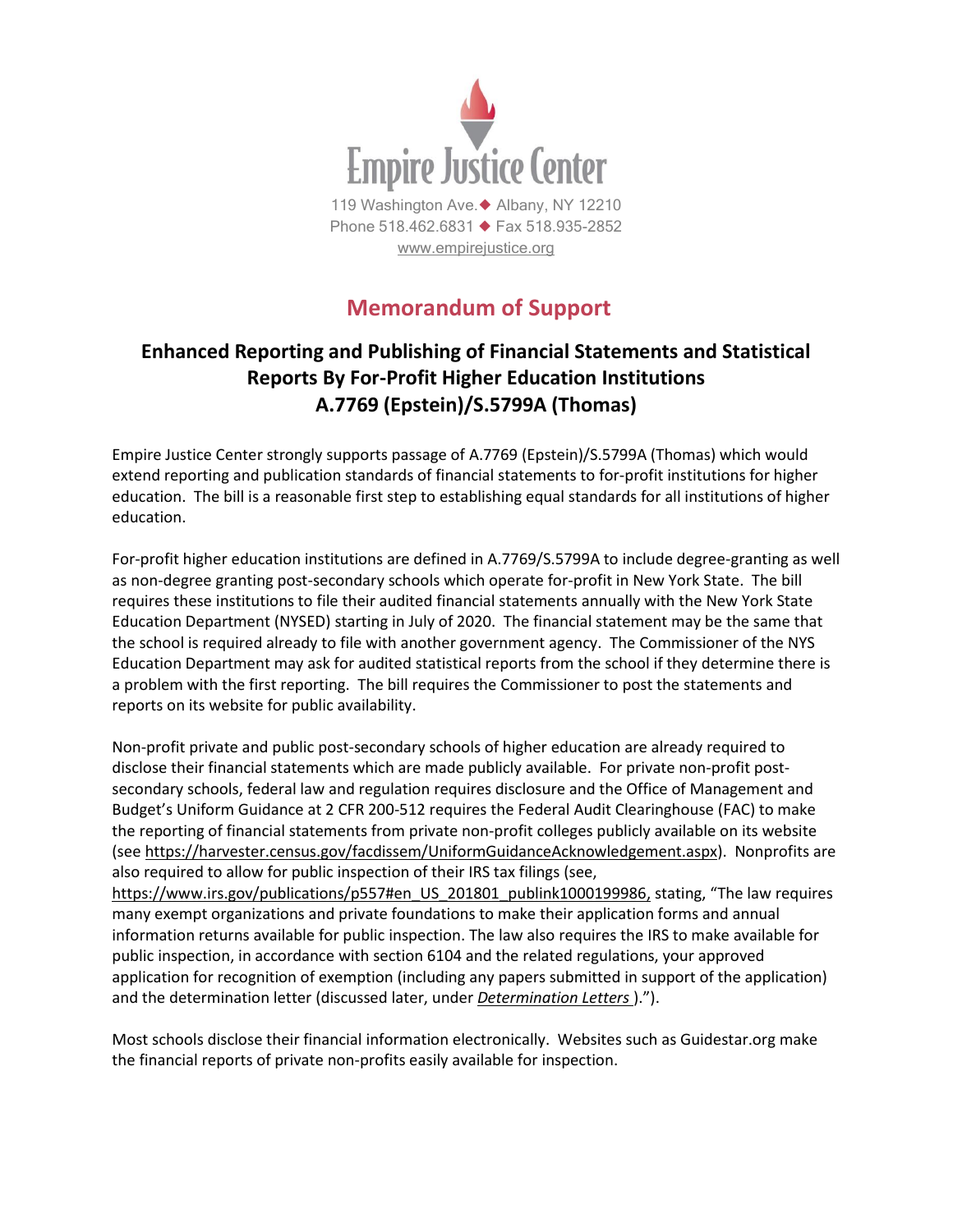# Empire Justice Center

119 Washington Ave. ◆ Albany, NY 12210
Phone 518.462.6831 ◆ Fax 518.935-2852
www.empirejustice.org

## Memorandum of Support

### Enhanced Reporting and Publishing of Financial Statements and Statistical Reports By For-Profit Higher Education Institutions A.7769 (Epstein)/S.5799A (Thomas)

Empire Justice Center strongly supports passage of A.7769 (Epstein)/S.5799A (Thomas) which would extend reporting and publication standards of financial statements to for-profit institutions for higher education. The bill is a reasonable first step to establishing equal standards for all institutions of higher education.

For-profit higher education institutions are defined in A.7769/S.5799A to include degree-granting as well as non-degree granting post-secondary schools which operate for-profit in New York State. The bill requires these institutions to file their audited financial statements annually with the New York State Education Department (NYSED) starting in July of 2020. The financial statement may be the same that the school is required already to file with another government agency. The Commissioner of the NYS Education Department may ask for audited statistical reports from the school if they determine there is a problem with the first reporting. The bill requires the Commissioner to post the statements and reports on its website for public availability.

Non-profit private and public post-secondary schools of higher education are already required to disclose their financial statements which are made publicly available. For private non-profit post-secondary schools, federal law and regulation requires disclosure and the Office of Management and Budget's Uniform Guidance at 2 CFR 200-512 requires the Federal Audit Clearinghouse (FAC) to make the reporting of financial statements from private non-profit colleges publicly available on its website (see https://harvester.census.gov/facdissem/UniformGuidanceAcknowledgement.aspx). Nonprofits are also required to allow for public inspection of their IRS tax filings (see, https://www.irs.gov/publications/p557#en_US_201801_publink1000199986, stating, "The law requires many exempt organizations and private foundations to make their application forms and annual information returns available for public inspection. The law also requires the IRS to make available for public inspection, in accordance with section 6104 and the related regulations, your approved application for recognition of exemption (including any papers submitted in support of the application) and the determination letter (discussed later, under *Determination Letters* ).").

Most schools disclose their financial information electronically. Websites such as Guidestar.org make the financial reports of private non-profits easily available for inspection.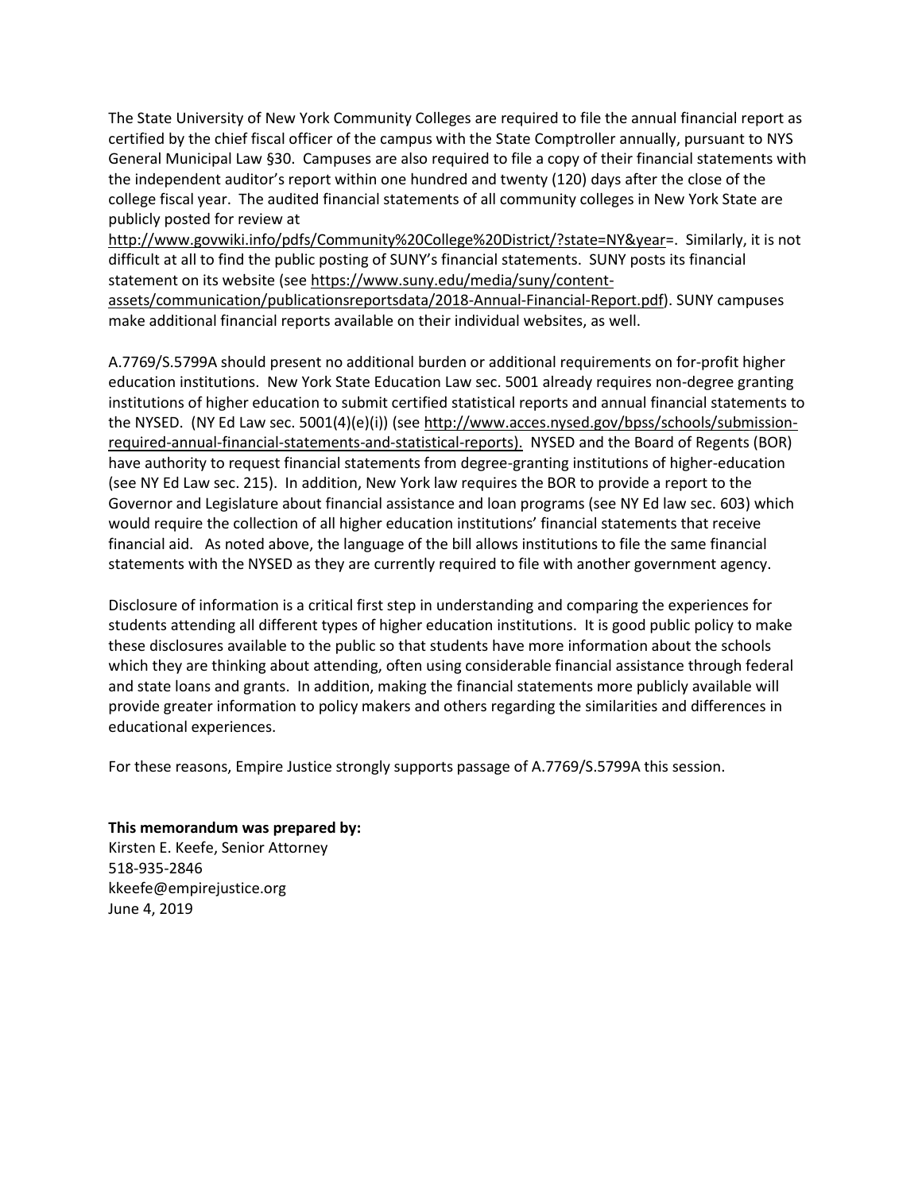The State University of New York Community Colleges are required to file the annual financial report as certified by the chief fiscal officer of the campus with the State Comptroller annually, pursuant to NYS General Municipal Law §30. Campuses are also required to file a copy of their financial statements with the independent auditor's report within one hundred and twenty (120) days after the close of the college fiscal year. The audited financial statements of all community colleges in New York State are publicly posted for review at http://www.govwiki.info/pdfs/Community%20College%20District/?state=NY&year=. Similarly, it is not difficult at all to find the public posting of SUNY's financial statements. SUNY posts its financial statement on its website (see https://www.suny.edu/media/suny/content-assets/communication/publicationsreportsdata/2018-Annual-Financial-Report.pdf). SUNY campuses make additional financial reports available on their individual websites, as well.

A.7769/S.5799A should present no additional burden or additional requirements on for-profit higher education institutions. New York State Education Law sec. 5001 already requires non-degree granting institutions of higher education to submit certified statistical reports and annual financial statements to the NYSED. (NY Ed Law sec. 5001(4)(e)(i)) (see http://www.acces.nysed.gov/bpss/schools/submission-required-annual-financial-statements-and-statistical-reports). NYSED and the Board of Regents (BOR) have authority to request financial statements from degree-granting institutions of higher-education (see NY Ed Law sec. 215). In addition, New York law requires the BOR to provide a report to the Governor and Legislature about financial assistance and loan programs (see NY Ed law sec. 603) which would require the collection of all higher education institutions' financial statements that receive financial aid. As noted above, the language of the bill allows institutions to file the same financial statements with the NYSED as they are currently required to file with another government agency.

Disclosure of information is a critical first step in understanding and comparing the experiences for students attending all different types of higher education institutions. It is good public policy to make these disclosures available to the public so that students have more information about the schools which they are thinking about attending, often using considerable financial assistance through federal and state loans and grants. In addition, making the financial statements more publicly available will provide greater information to policy makers and others regarding the similarities and differences in educational experiences.

For these reasons, Empire Justice strongly supports passage of A.7769/S.5799A this session.

**This memorandum was prepared by:**
Kirsten E. Keefe, Senior Attorney
518-935-2846
kkeefe@empirejustice.org
June 4, 2019